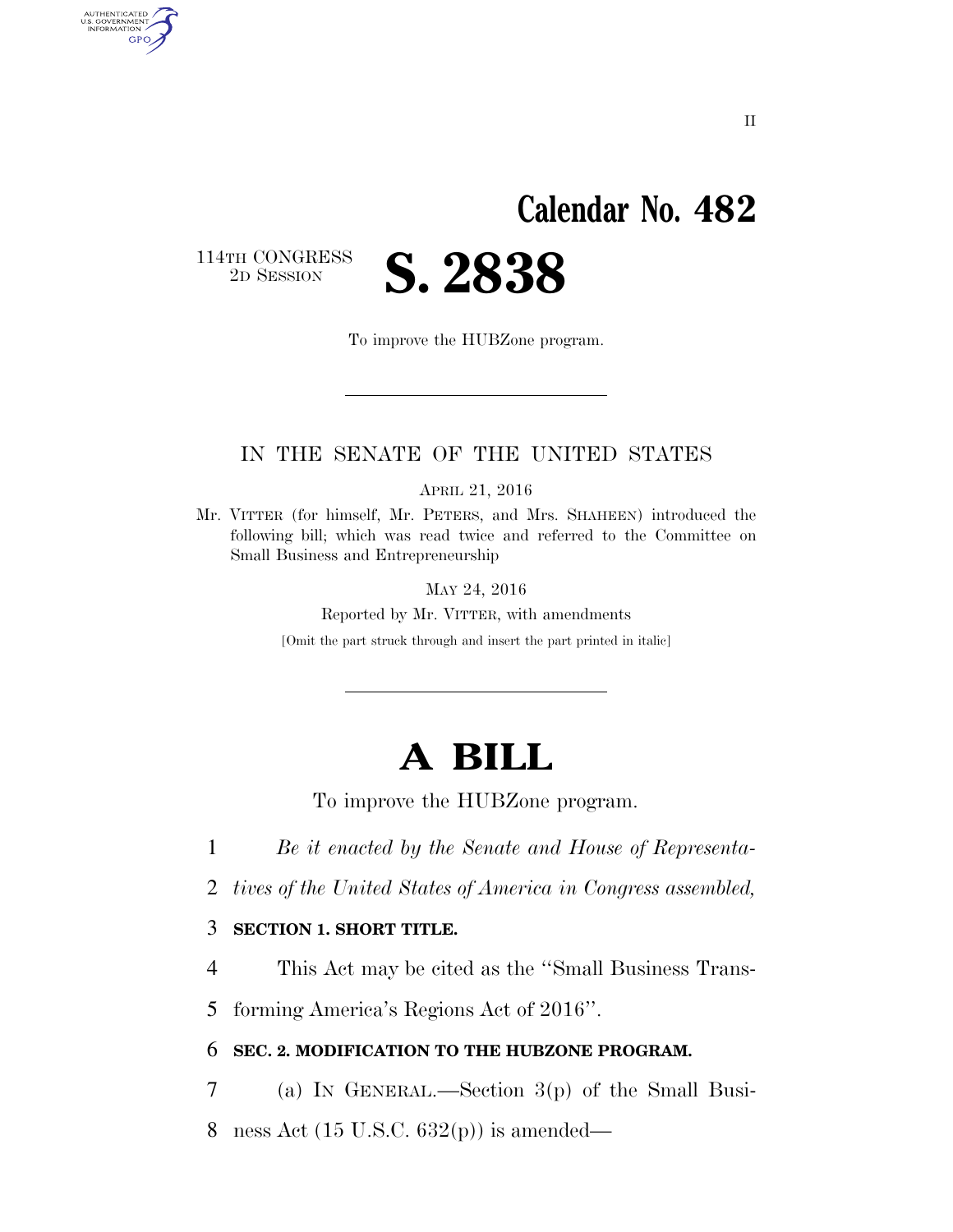# Calendar No. 482

114TH CONGRESS
2D SESSION

# S. 2838

To improve the HUBZone program.

---

IN THE SENATE OF THE UNITED STATES

APRIL 21, 2016

Mr. VITTER (for himself, Mr. PETERS, and Mrs. SHAHEEN) introduced the following bill; which was read twice and referred to the Committee on Small Business and Entrepreneurship

MAY 24, 2016

Reported by Mr. VITTER, with amendments

[Omit the part struck through and insert the part printed in italic]

---

# A BILL

To improve the HUBZone program.

1 *Be it enacted by the Senate and House of Representa-*
2 *tives of the United States of America in Congress assembled,*

3 **SECTION 1. SHORT TITLE.**

4 This Act may be cited as the "Small Business Trans-
5 forming America's Regions Act of 2016".

6 **SEC. 2. MODIFICATION TO THE HUBZONE PROGRAM.**

7 (a) IN GENERAL.—Section 3(p) of the Small Busi-
8 ness Act (15 U.S.C. 632(p)) is amended—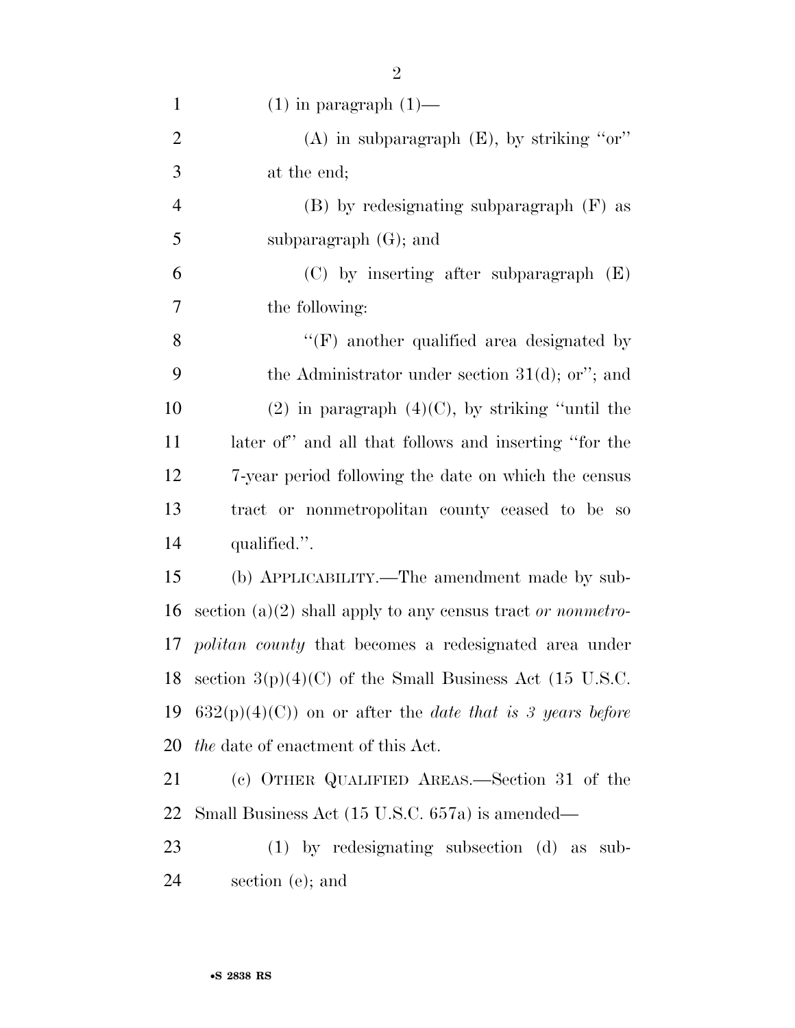(1) in paragraph (1)—

(A) in subparagraph (E), by striking "or" at the end;

(B) by redesignating subparagraph (F) as subparagraph (G); and

(C) by inserting after subparagraph (E) the following:

"(F) another qualified area designated by the Administrator under section 31(d); or"; and

(2) in paragraph (4)(C), by striking "until the later of" and all that follows and inserting "for the 7-year period following the date on which the census tract or nonmetropolitan county ceased to be so qualified.".

(b) APPLICABILITY.—The amendment made by subsection (a)(2) shall apply to any census tract *or nonmetropolitan county* that becomes a redesignated area under section 3(p)(4)(C) of the Small Business Act (15 U.S.C. 632(p)(4)(C)) on or after the *date that is 3 years before the* date of enactment of this Act.

(c) OTHER QUALIFIED AREAS.—Section 31 of the Small Business Act (15 U.S.C. 657a) is amended—

(1) by redesignating subsection (d) as subsection (e); and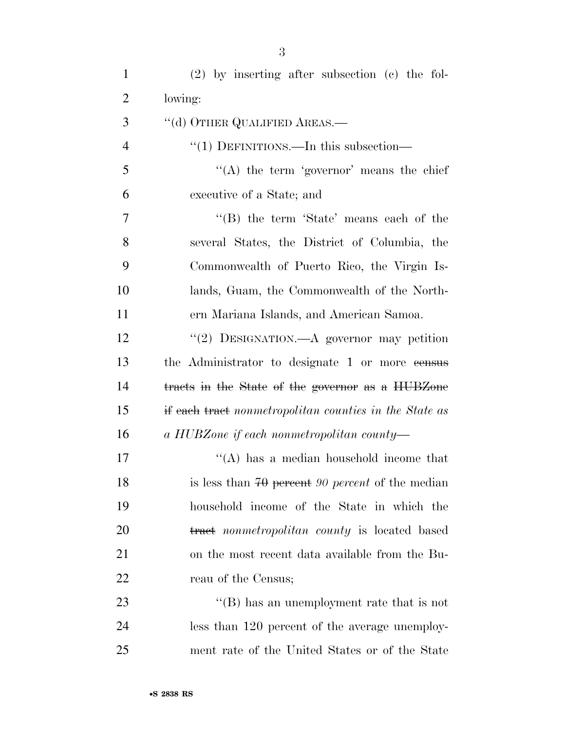(2) by inserting after subsection (c) the following:

"(d) OTHER QUALIFIED AREAS.—

"(1) DEFINITIONS.—In this subsection—

"(A) the term 'governor' means the chief executive of a State; and

"(B) the term 'State' means each of the several States, the District of Columbia, the Commonwealth of Puerto Rico, the Virgin Islands, Guam, the Commonwealth of the Northern Mariana Islands, and American Samoa.

"(2) DESIGNATION.—A governor may petition the Administrator to designate 1 or more ~~census tracts in the State of the governor as a HUBZone if each tract~~ *nonmetropolitan counties in the State as a HUBZone if each nonmetropolitan county*—

"(A) has a median household income that is less than ~~70 percent~~ *90 percent* of the median household income of the State in which the ~~tract~~ *nonmetropolitan county* is located based on the most recent data available from the Bureau of the Census;

"(B) has an unemployment rate that is not less than 120 percent of the average unemployment rate of the United States or of the State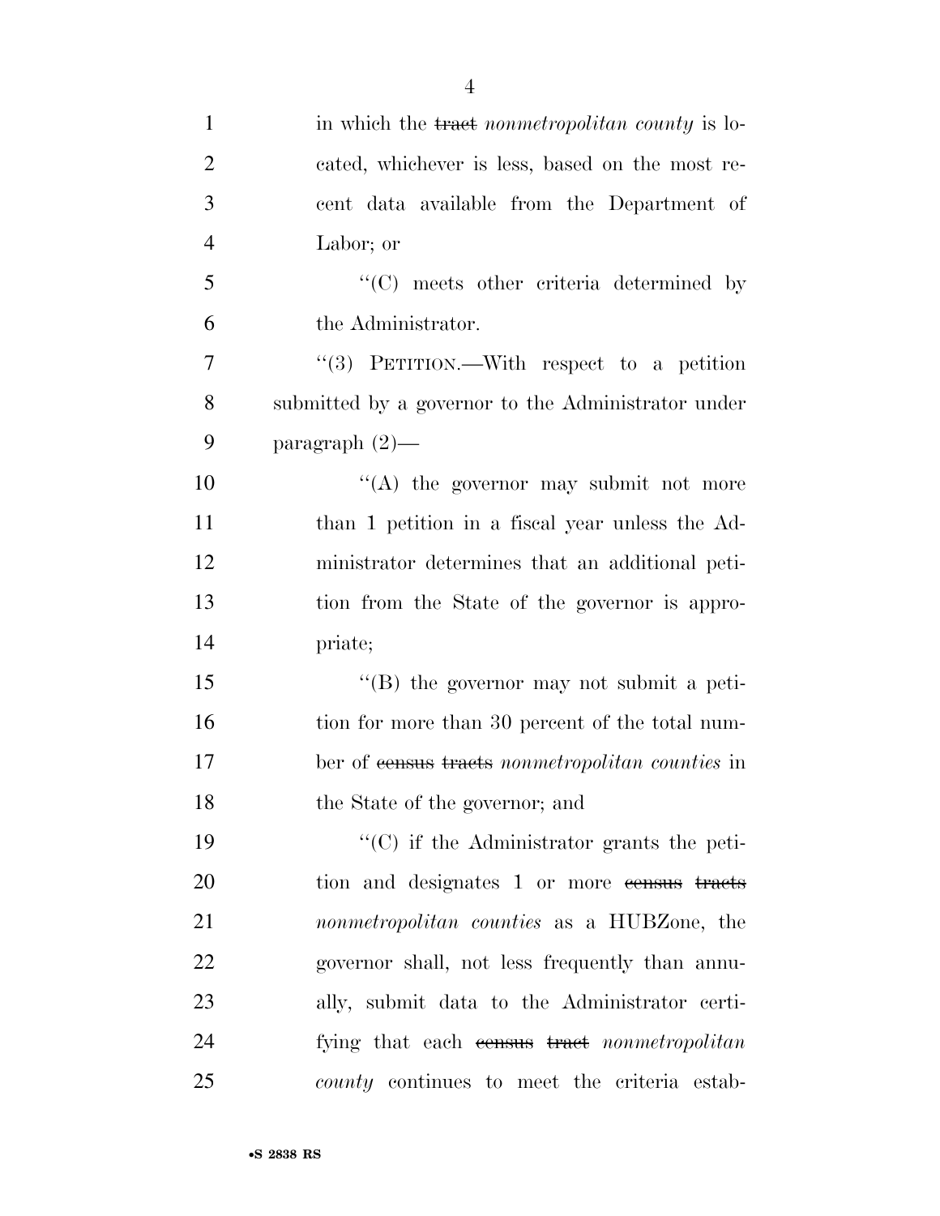in which the ~~tract~~ *nonmetropolitan county* is located, whichever is less, based on the most recent data available from the Department of Labor; or

"(C) meets other criteria determined by the Administrator.

"(3) PETITION.—With respect to a petition submitted by a governor to the Administrator under paragraph (2)—

"(A) the governor may submit not more than 1 petition in a fiscal year unless the Administrator determines that an additional petition from the State of the governor is appropriate;

"(B) the governor may not submit a petition for more than 30 percent of the total number of ~~census tracts~~ *nonmetropolitan counties* in the State of the governor; and

"(C) if the Administrator grants the petition and designates 1 or more ~~census tracts~~ *nonmetropolitan counties* as a HUBZone, the governor shall, not less frequently than annually, submit data to the Administrator certifying that each ~~census tract~~ *nonmetropolitan county* continues to meet the criteria estab-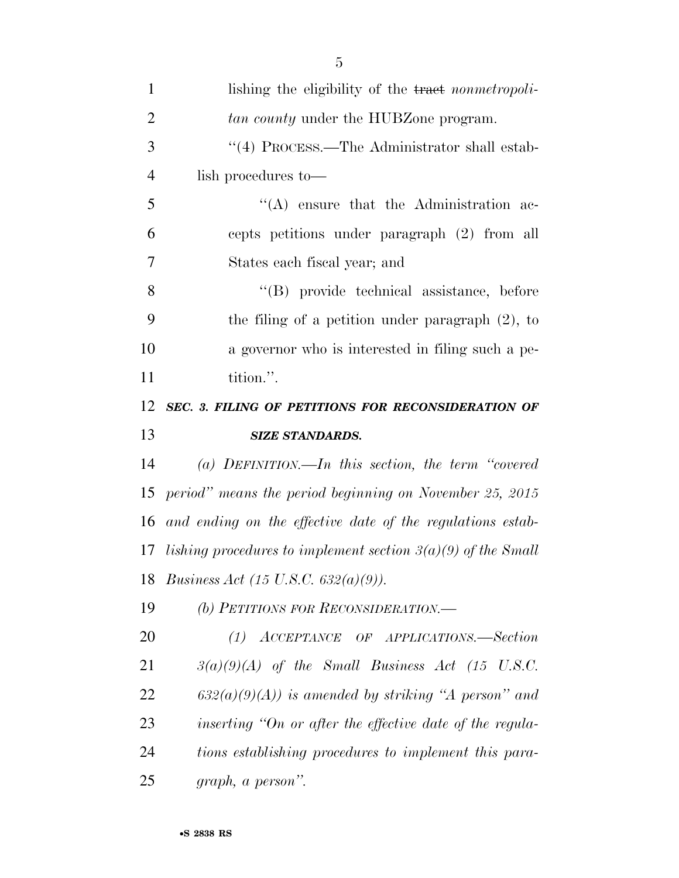lishing the eligibility of the ~~tract~~ *nonmetropolitan county* under the HUBZone program.

"(4) PROCESS.—The Administrator shall establish procedures to—

"(A) ensure that the Administration accepts petitions under paragraph (2) from all States each fiscal year; and

"(B) provide technical assistance, before the filing of a petition under paragraph (2), to a governor who is interested in filing such a petition.".

***SEC. 3. FILING OF PETITIONS FOR RECONSIDERATION OF SIZE STANDARDS.***

*(a) DEFINITION.—In this section, the term "covered period" means the period beginning on November 25, 2015 and ending on the effective date of the regulations establishing procedures to implement section 3(a)(9) of the Small Business Act (15 U.S.C. 632(a)(9)).*

*(b) PETITIONS FOR RECONSIDERATION.—*

*(1) ACCEPTANCE OF APPLICATIONS.—Section 3(a)(9)(A) of the Small Business Act (15 U.S.C. 632(a)(9)(A)) is amended by striking "A person" and inserting "On or after the effective date of the regulations establishing procedures to implement this paragraph, a person".*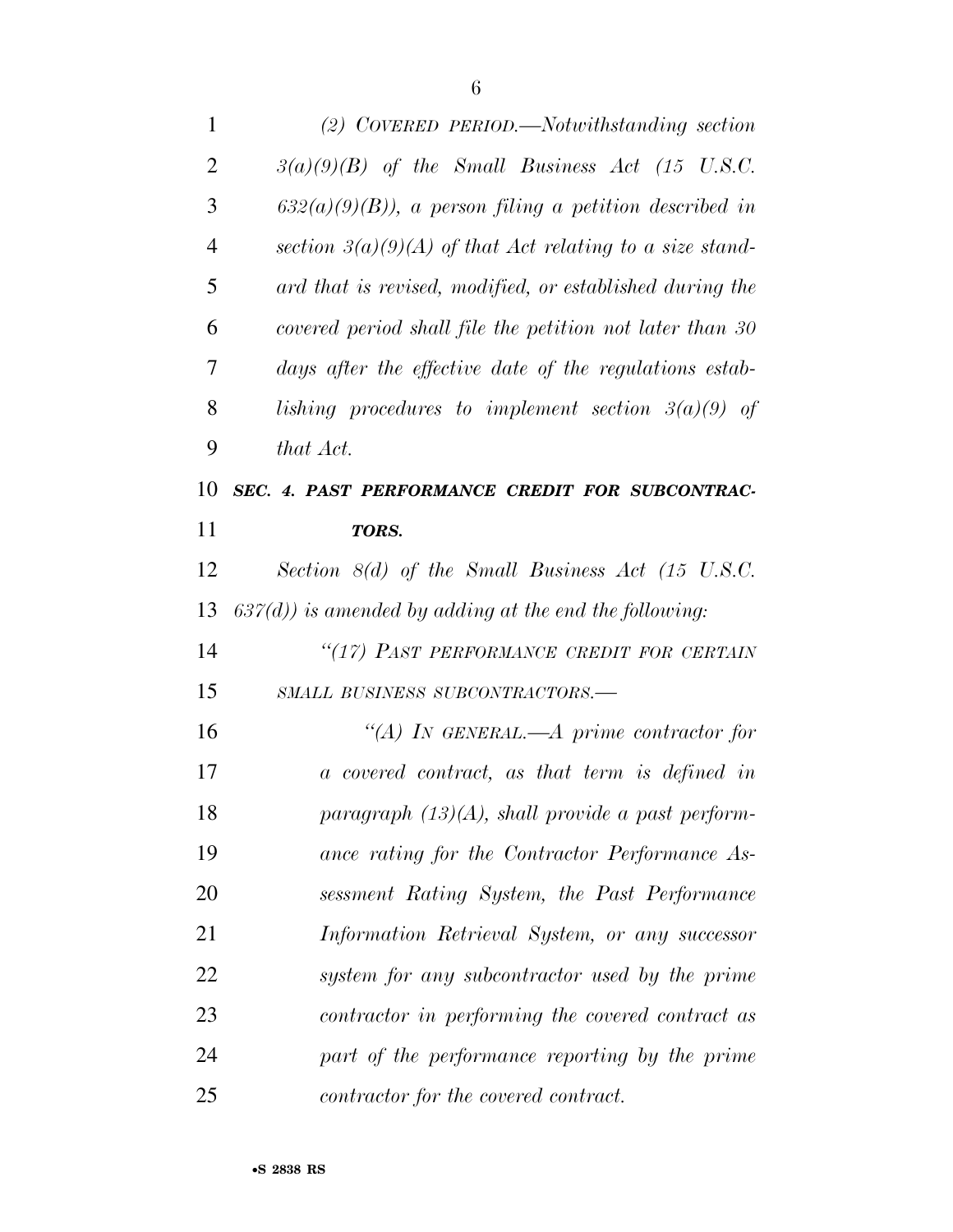*(2) COVERED PERIOD.—Notwithstanding section 3(a)(9)(B) of the Small Business Act (15 U.S.C. 632(a)(9)(B)), a person filing a petition described in section 3(a)(9)(A) of that Act relating to a size standard that is revised, modified, or established during the covered period shall file the petition not later than 30 days after the effective date of the regulations establishing procedures to implement section 3(a)(9) of that Act.*

***SEC. 4. PAST PERFORMANCE CREDIT FOR SUBCONTRACTORS.***

*Section 8(d) of the Small Business Act (15 U.S.C. 637(d)) is amended by adding at the end the following:*

*"(17) PAST PERFORMANCE CREDIT FOR CERTAIN SMALL BUSINESS SUBCONTRACTORS.—*

*"(A) IN GENERAL.—A prime contractor for a covered contract, as that term is defined in paragraph (13)(A), shall provide a past performance rating for the Contractor Performance Assessment Rating System, the Past Performance Information Retrieval System, or any successor system for any subcontractor used by the prime contractor in performing the covered contract as part of the performance reporting by the prime contractor for the covered contract.*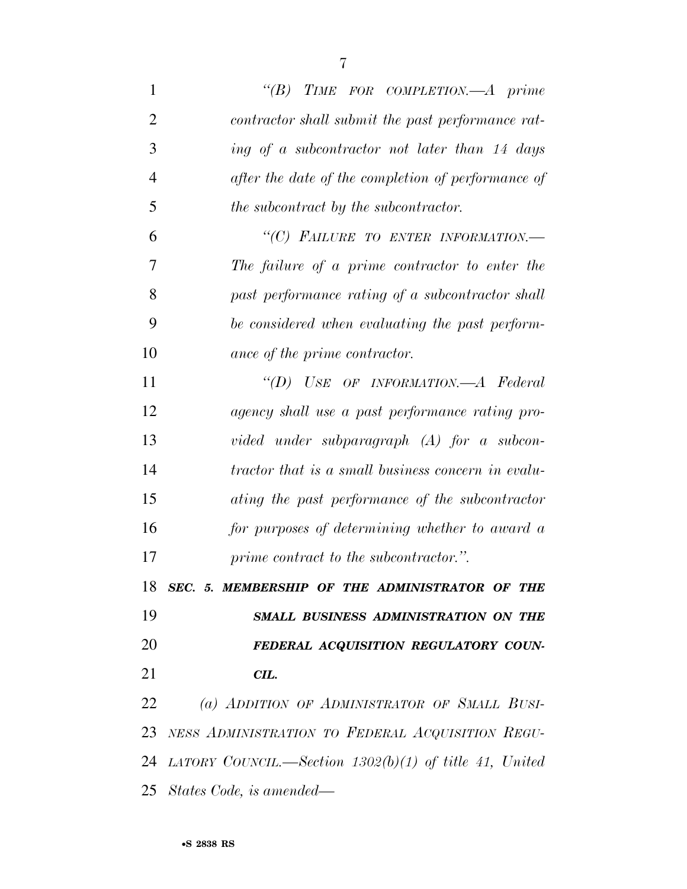*"(B) TIME FOR COMPLETION.—A prime contractor shall submit the past performance rating of a subcontractor not later than 14 days after the date of the completion of performance of the subcontract by the subcontractor.*

*"(C) FAILURE TO ENTER INFORMATION.—The failure of a prime contractor to enter the past performance rating of a subcontractor shall be considered when evaluating the past performance of the prime contractor.*

*"(D) USE OF INFORMATION.—A Federal agency shall use a past performance rating provided under subparagraph (A) for a subcontractor that is a small business concern in evaluating the past performance of the subcontractor for purposes of determining whether to award a prime contract to the subcontractor.".*

## ***SEC. 5. MEMBERSHIP OF THE ADMINISTRATOR OF THE SMALL BUSINESS ADMINISTRATION ON THE FEDERAL ACQUISITION REGULATORY COUNCIL.***

*(a) ADDITION OF ADMINISTRATOR OF SMALL BUSINESS ADMINISTRATION TO FEDERAL ACQUISITION REGULATORY COUNCIL.—Section 1302(b)(1) of title 41, United States Code, is amended—*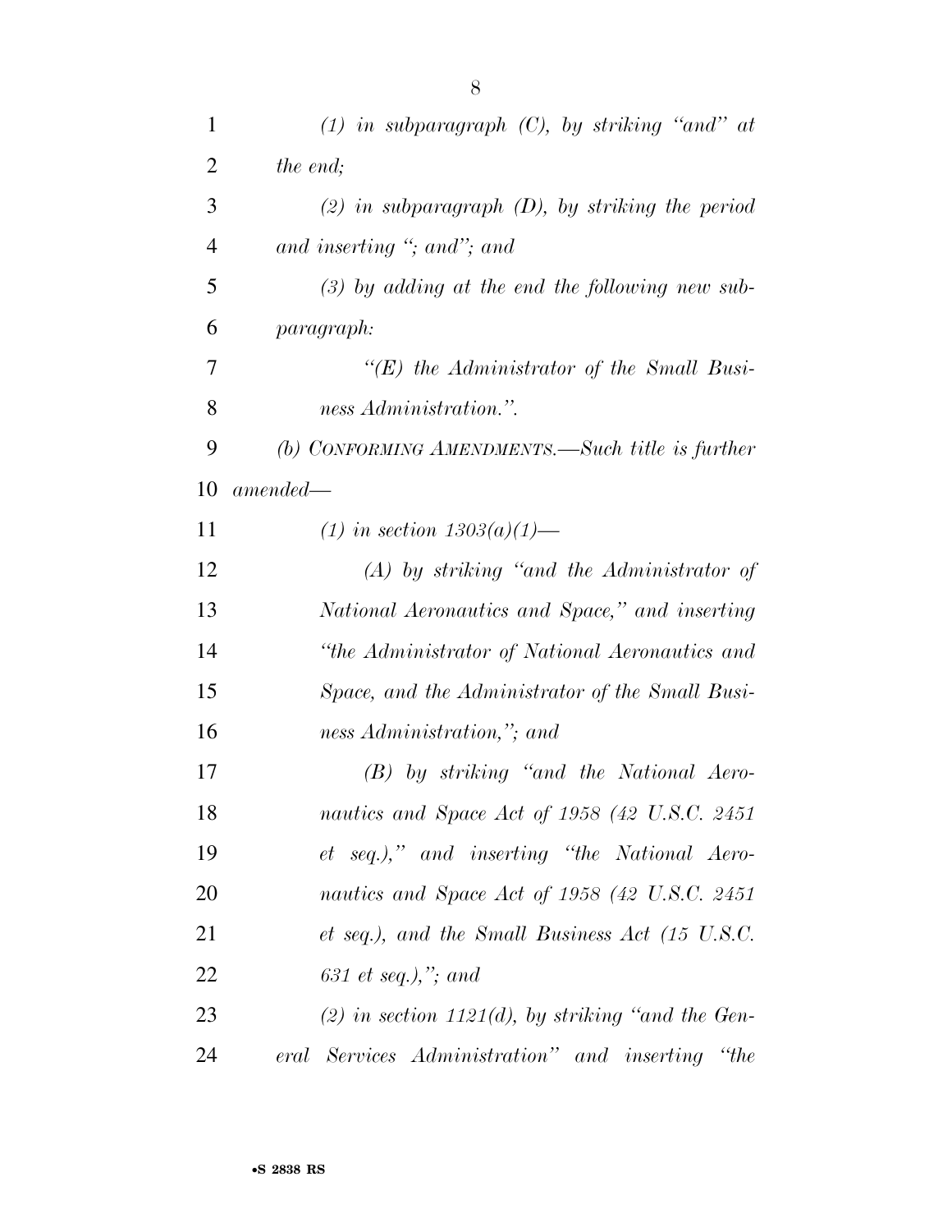*(1) in subparagraph (C), by striking "and" at the end;*

*(2) in subparagraph (D), by striking the period and inserting "; and"; and*

*(3) by adding at the end the following new subparagraph:*

*"(E) the Administrator of the Small Business Administration.".*

*(b) CONFORMING AMENDMENTS.—Such title is further amended—*

*(1) in section 1303(a)(1)—*

*(A) by striking "and the Administrator of National Aeronautics and Space," and inserting "the Administrator of National Aeronautics and Space, and the Administrator of the Small Business Administration,"; and*

*(B) by striking "and the National Aeronautics and Space Act of 1958 (42 U.S.C. 2451 et seq.)," and inserting "the National Aeronautics and Space Act of 1958 (42 U.S.C. 2451 et seq.), and the Small Business Act (15 U.S.C. 631 et seq.),"; and*

*(2) in section 1121(d), by striking "and the General Services Administration" and inserting "the*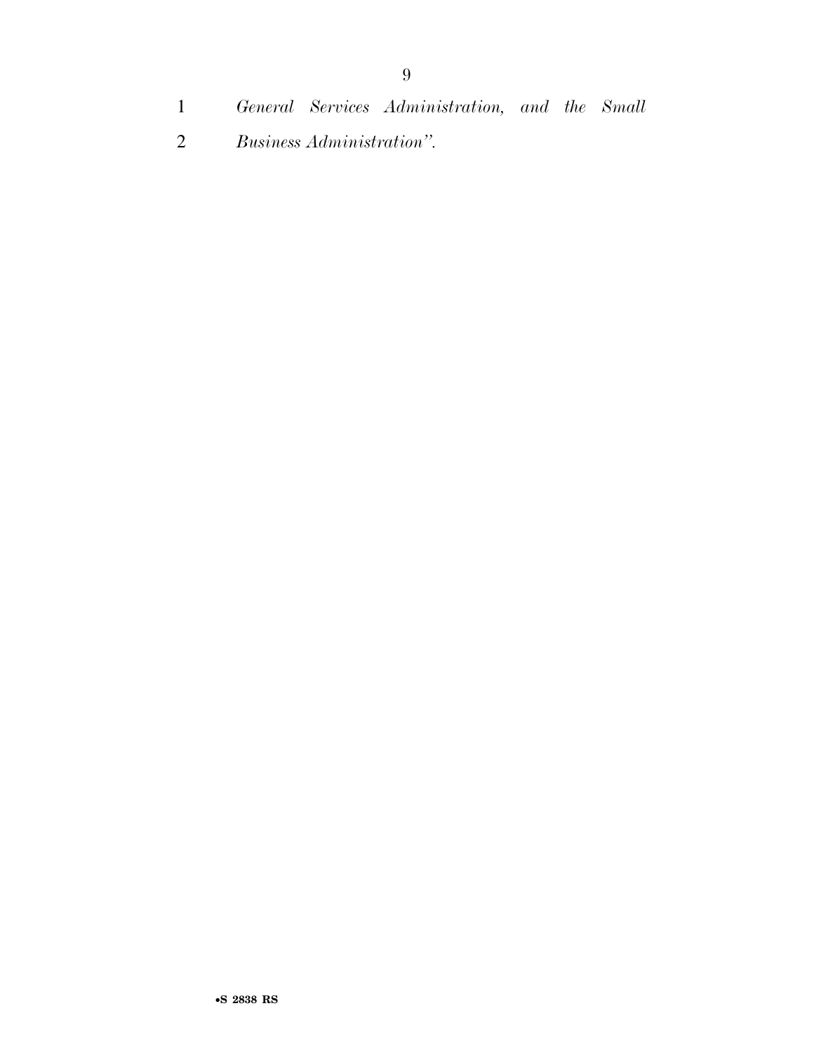*General Services Administration, and the Small Business Administration".*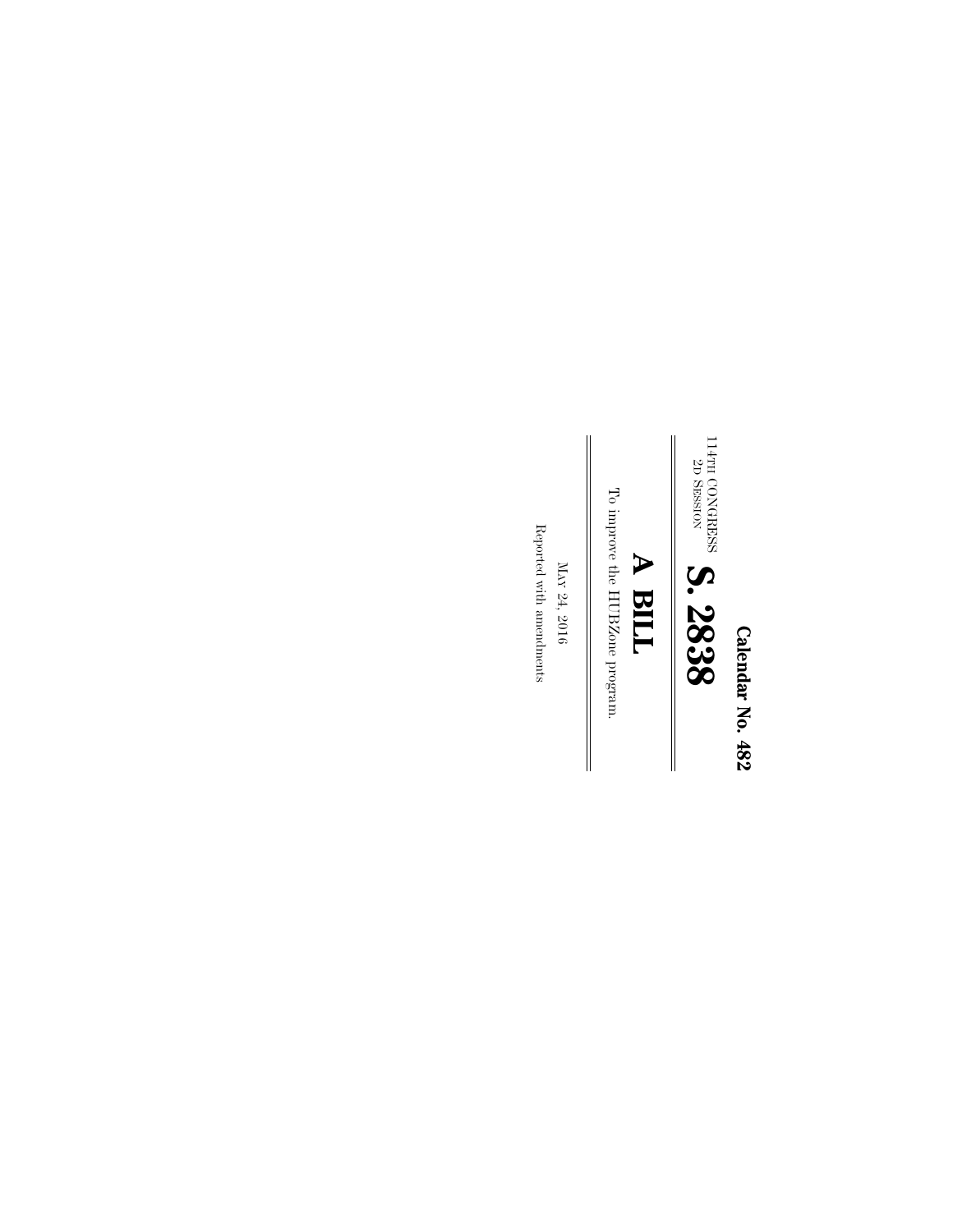Calendar No. 482

114TH CONGRESS
2D SESSION

# S. 2838

# A BILL

To improve the HUBZone program.

MAY 24, 2016

Reported with amendments